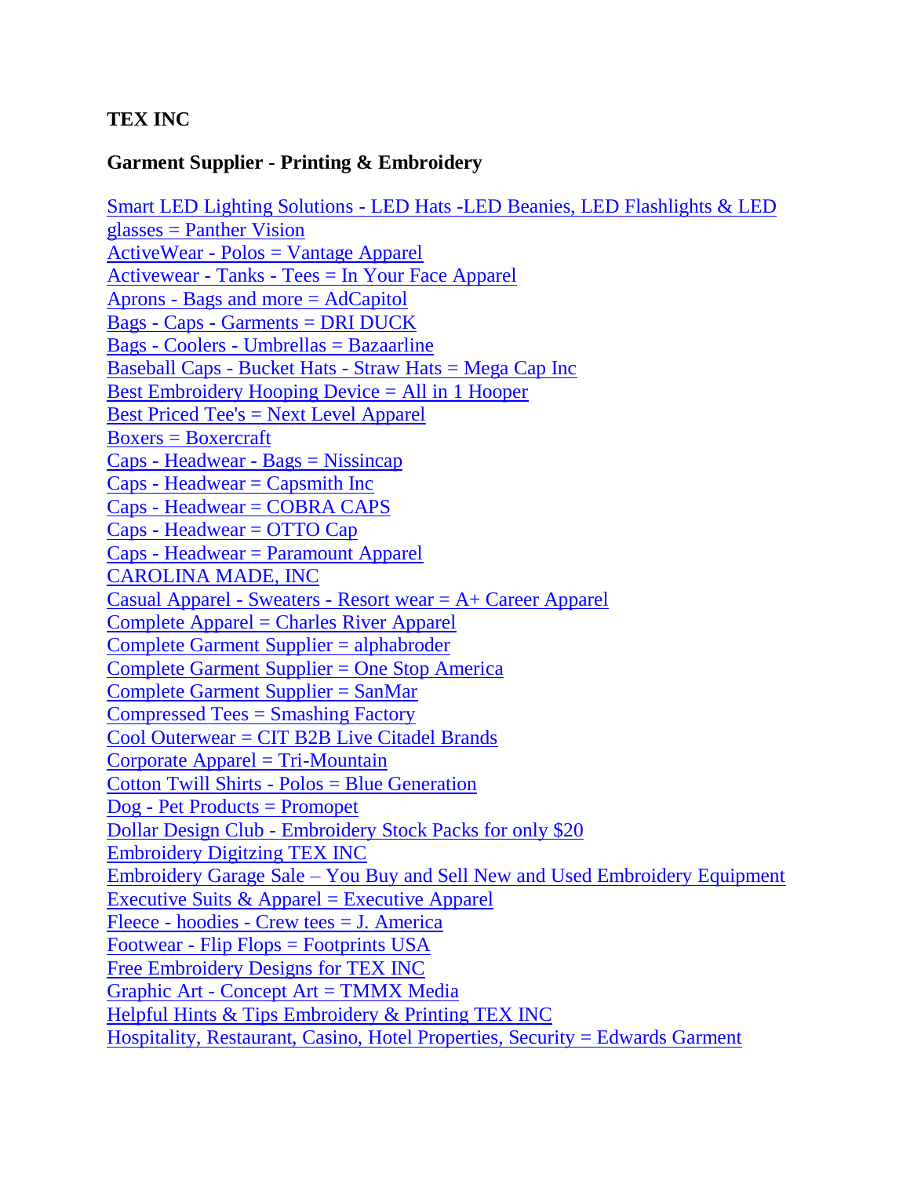**TEX INC**

**Garment Supplier - Printing & Embroidery**

Smart LED Lighting Solutions - LED Hats -LED Beanies, LED Flashlights & LED glasses = Panther Vision
ActiveWear - Polos = Vantage Apparel
Activewear - Tanks - Tees = In Your Face Apparel
Aprons - Bags and more = AdCapitol
Bags - Caps - Garments = DRI DUCK
Bags - Coolers - Umbrellas = Bazaarline
Baseball Caps - Bucket Hats - Straw Hats = Mega Cap Inc
Best Embroidery Hooping Device = All in 1 Hooper
Best Priced Tee's = Next Level Apparel
Boxers = Boxercraft
Caps - Headwear - Bags = Nissincap
Caps - Headwear = Capsmith Inc
Caps - Headwear = COBRA CAPS
Caps - Headwear = OTTO Cap
Caps - Headwear = Paramount Apparel
CAROLINA MADE, INC
Casual Apparel - Sweaters - Resort wear = A+ Career Apparel
Complete Apparel = Charles River Apparel
Complete Garment Supplier = alphabroder
Complete Garment Supplier = One Stop America
Complete Garment Supplier = SanMar
Compressed Tees = Smashing Factory
Cool Outerwear = CIT B2B Live Citadel Brands
Corporate Apparel = Tri-Mountain
Cotton Twill Shirts - Polos = Blue Generation
Dog - Pet Products = Promopet
Dollar Design Club - Embroidery Stock Packs for only $20
Embroidery Digitzing TEX INC
Embroidery Garage Sale – You Buy and Sell New and Used Embroidery Equipment
Executive Suits & Apparel = Executive Apparel
Fleece - hoodies - Crew tees = J. America
Footwear - Flip Flops = Footprints USA
Free Embroidery Designs for TEX INC
Graphic Art - Concept Art = TMMX Media
Helpful Hints & Tips Embroidery & Printing TEX INC
Hospitality, Restaurant, Casino, Hotel Properties, Security = Edwards Garment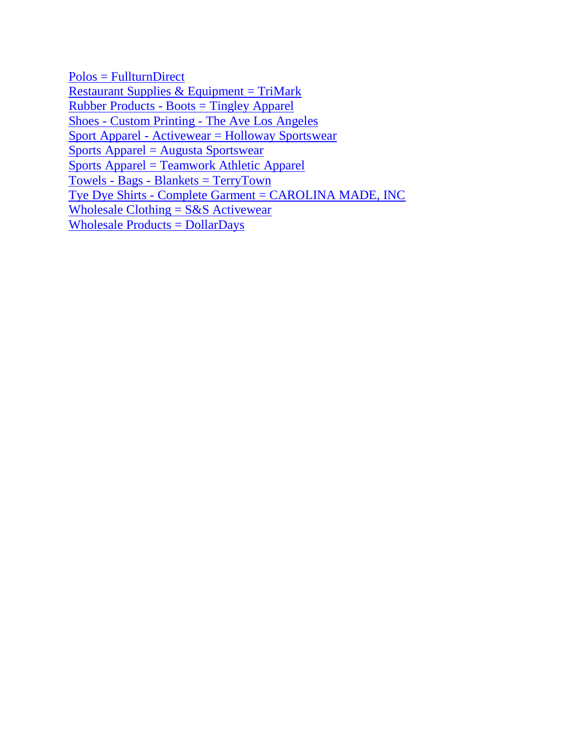Polos = FullturnDirect
Restaurant Supplies & Equipment = TriMark
Rubber Products - Boots = Tingley Apparel
Shoes - Custom Printing - The Ave Los Angeles
Sport Apparel - Activewear = Holloway Sportswear
Sports Apparel = Augusta Sportswear
Sports Apparel = Teamwork Athletic Apparel
Towels - Bags - Blankets = TerryTown
Tye Dye Shirts - Complete Garment = CAROLINA MADE, INC
Wholesale Clothing = S&S Activewear
Wholesale Products = DollarDays